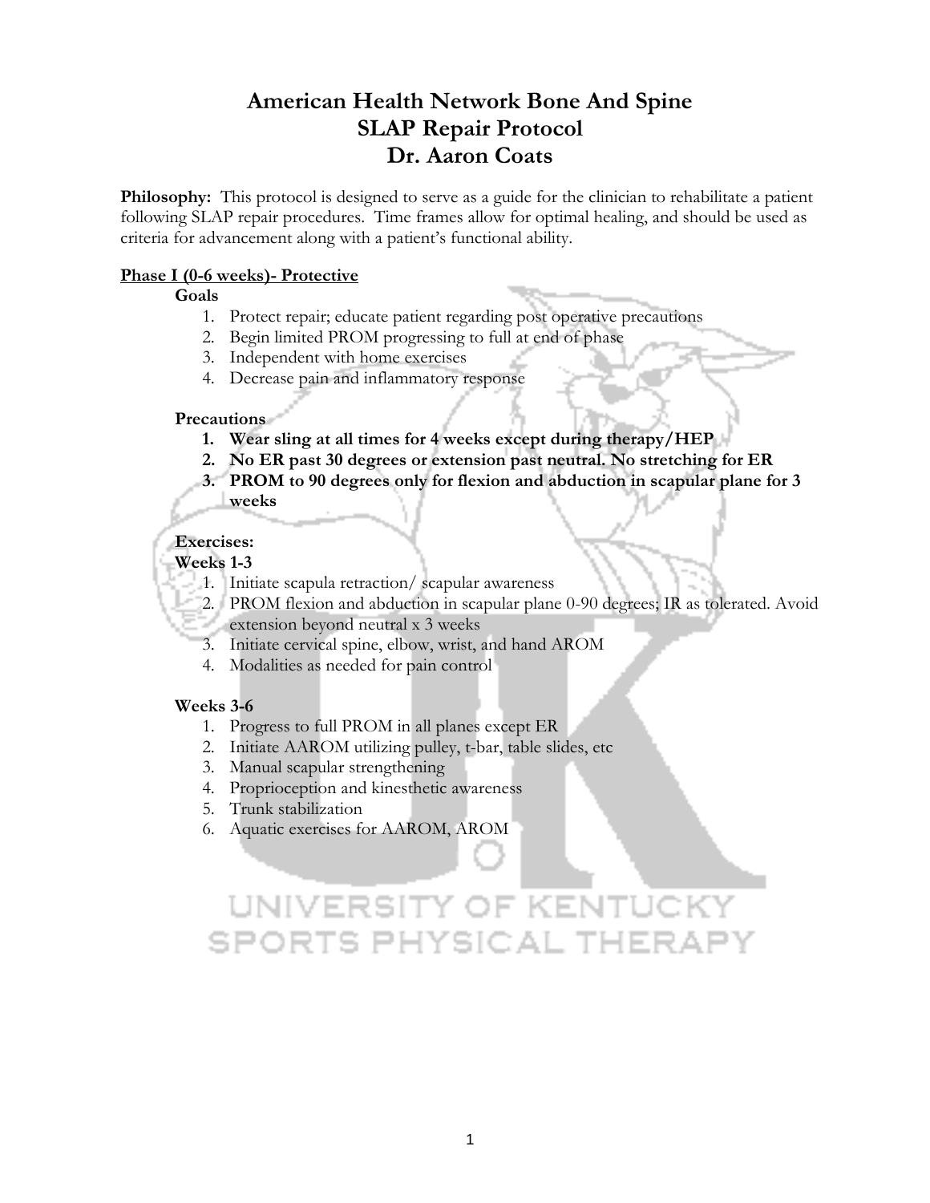# American Health Network Bone And Spine
# SLAP Repair Protocol
# Dr. Aaron Coats

**Philosophy:** This protocol is designed to serve as a guide for the clinician to rehabilitate a patient following SLAP repair procedures. Time frames allow for optimal healing, and should be used as criteria for advancement along with a patient's functional ability.

## Phase I (0-6 weeks)- Protective

**Goals**

1. Protect repair; educate patient regarding post operative precautions
2. Begin limited PROM progressing to full at end of phase
3. Independent with home exercises
4. Decrease pain and inflammatory response

**Precautions**

1. **Wear sling at all times for 4 weeks except during therapy/HEP**
2. **No ER past 30 degrees or extension past neutral. No stretching for ER**
3. **PROM to 90 degrees only for flexion and abduction in scapular plane for 3 weeks**

**Exercises:**

**Weeks 1-3**

1. Initiate scapula retraction/ scapular awareness
2. PROM flexion and abduction in scapular plane 0-90 degrees; IR as tolerated. Avoid extension beyond neutral x 3 weeks
3. Initiate cervical spine, elbow, wrist, and hand AROM
4. Modalities as needed for pain control

**Weeks 3-6**

1. Progress to full PROM in all planes except ER
2. Initiate AAROM utilizing pulley, t-bar, table slides, etc
3. Manual scapular strengthening
4. Proprioception and kinesthetic awareness
5. Trunk stabilization
6. Aquatic exercises for AAROM, AROM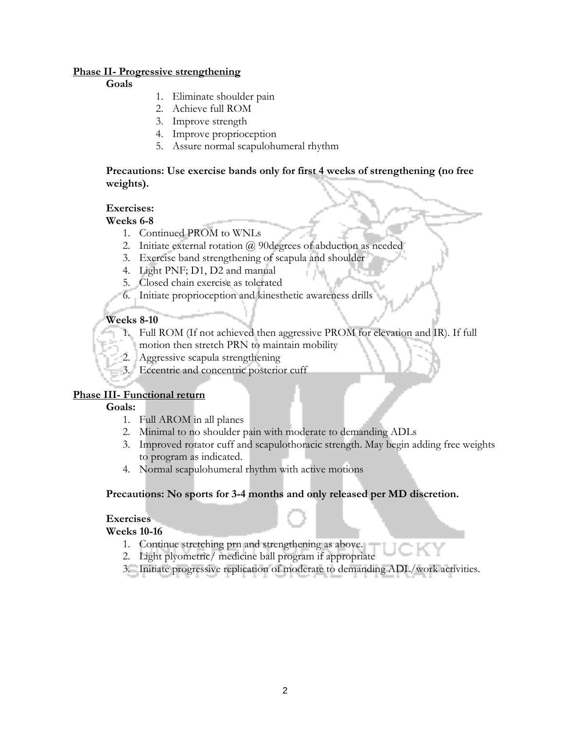## Phase II- Progressive strengthening

**Goals**

1. Eliminate shoulder pain
2. Achieve full ROM
3. Improve strength
4. Improve proprioception
5. Assure normal scapulohumeral rhythm

**Precautions: Use exercise bands only for first 4 weeks of strengthening (no free weights).**

**Exercises:**

**Weeks 6-8**

1. Continued PROM to WNLs
2. Initiate external rotation @ 90degrees of abduction as needed
3. Exercise band strengthening of scapula and shoulder
4. Light PNF; D1, D2 and manual
5. Closed chain exercise as tolerated
6. Initiate proprioception and kinesthetic awareness drills

**Weeks 8-10**

1. Full ROM (If not achieved then aggressive PROM for elevation and IR). If full motion then stretch PRN to maintain mobility
2. Aggressive scapula strengthening
3. Eccentric and concentric posterior cuff

## Phase III- Functional return

**Goals:**

1. Full AROM in all planes
2. Minimal to no shoulder pain with moderate to demanding ADLs
3. Improved rotator cuff and scapulothoracic strength. May begin adding free weights to program as indicated.
4. Normal scapulohumeral rhythm with active motions

**Precautions: No sports for 3-4 months and only released per MD discretion.**

**Exercises**

**Weeks 10-16**

1. Continue stretching prn and strengthening as above.
2. Light plyometric/ medicine ball program if appropriate
3. Initiate progressive replication of moderate to demanding ADL/work activities.